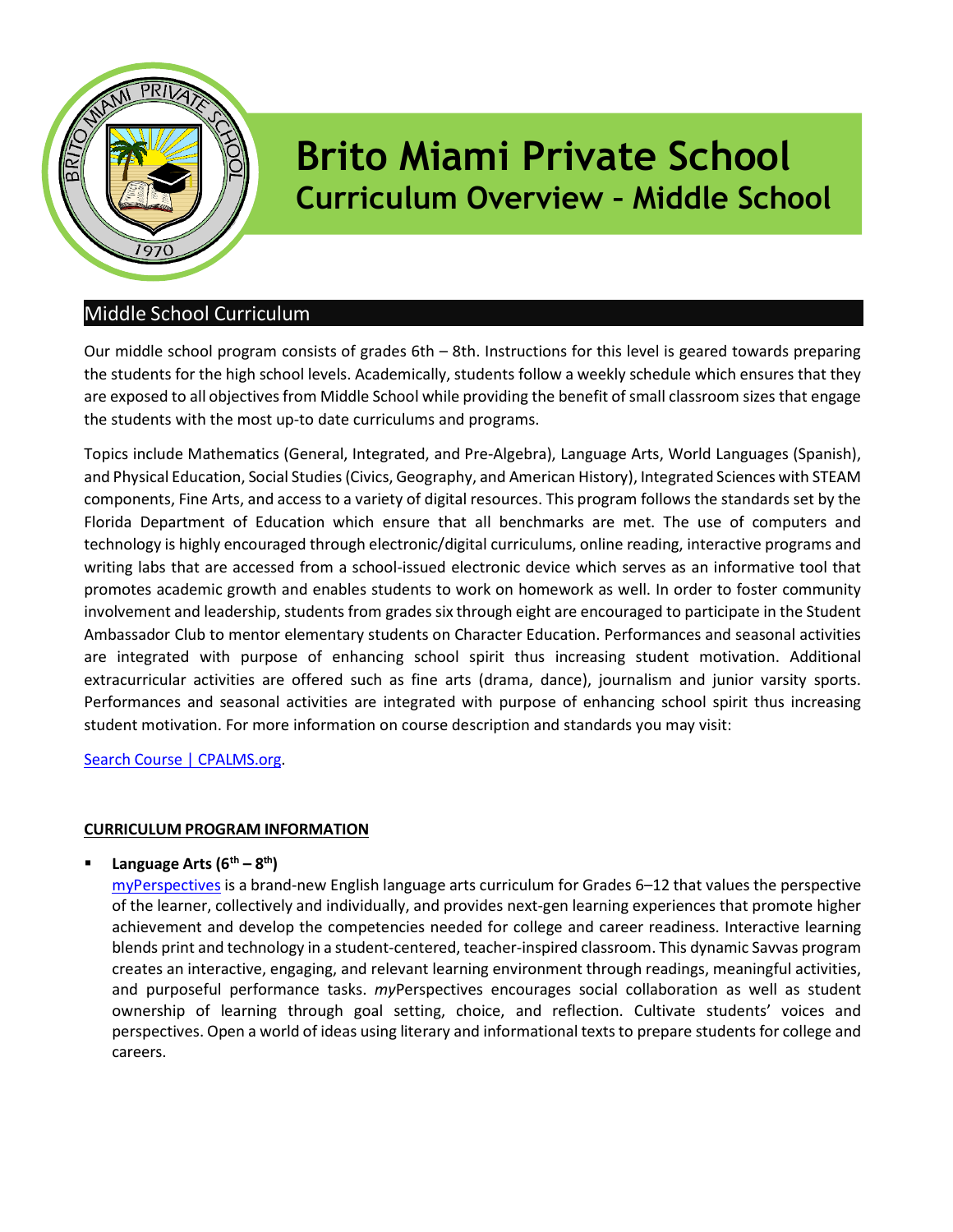# Brito Miami Private School

## Curriculum Overview – Middle School

## Middle School Curriculum

Our middle school program consists of grades 6th – 8th. Instructions for this level is geared towards preparing the students for the high school levels. Academically, students follow a weekly schedule which ensures that they are exposed to all objectives from Middle School while providing the benefit of small classroom sizes that engage the students with the most up-to date curriculums and programs.

Topics include Mathematics (General, Integrated, and Pre-Algebra), Language Arts, World Languages (Spanish), and Physical Education, Social Studies (Civics, Geography, and American History), Integrated Sciences with STEAM components, Fine Arts, and access to a variety of digital resources. This program follows the standards set by the Florida Department of Education which ensure that all benchmarks are met. The use of computers and technology is highly encouraged through electronic/digital curriculums, online reading, interactive programs and writing labs that are accessed from a school-issued electronic device which serves as an informative tool that promotes academic growth and enables students to work on homework as well. In order to foster community involvement and leadership, students from grades six through eight are encouraged to participate in the Student Ambassador Club to mentor elementary students on Character Education. Performances and seasonal activities are integrated with purpose of enhancing school spirit thus increasing student motivation. Additional extracurricular activities are offered such as fine arts (drama, dance), journalism and junior varsity sports. Performances and seasonal activities are integrated with purpose of enhancing school spirit thus increasing student motivation. For more information on course description and standards you may visit:

Search Course | CPALMS.org.

**CURRICULUM PROGRAM INFORMATION**

- **Language Arts (6th – 8th)**
  myPerspectives is a brand-new English language arts curriculum for Grades 6–12 that values the perspective of the learner, collectively and individually, and provides next-gen learning experiences that promote higher achievement and develop the competencies needed for college and career readiness. Interactive learning blends print and technology in a student-centered, teacher-inspired classroom. This dynamic Savvas program creates an interactive, engaging, and relevant learning environment through readings, meaningful activities, and purposeful performance tasks. *my*Perspectives encourages social collaboration as well as student ownership of learning through goal setting, choice, and reflection. Cultivate students' voices and perspectives. Open a world of ideas using literary and informational texts to prepare students for college and careers.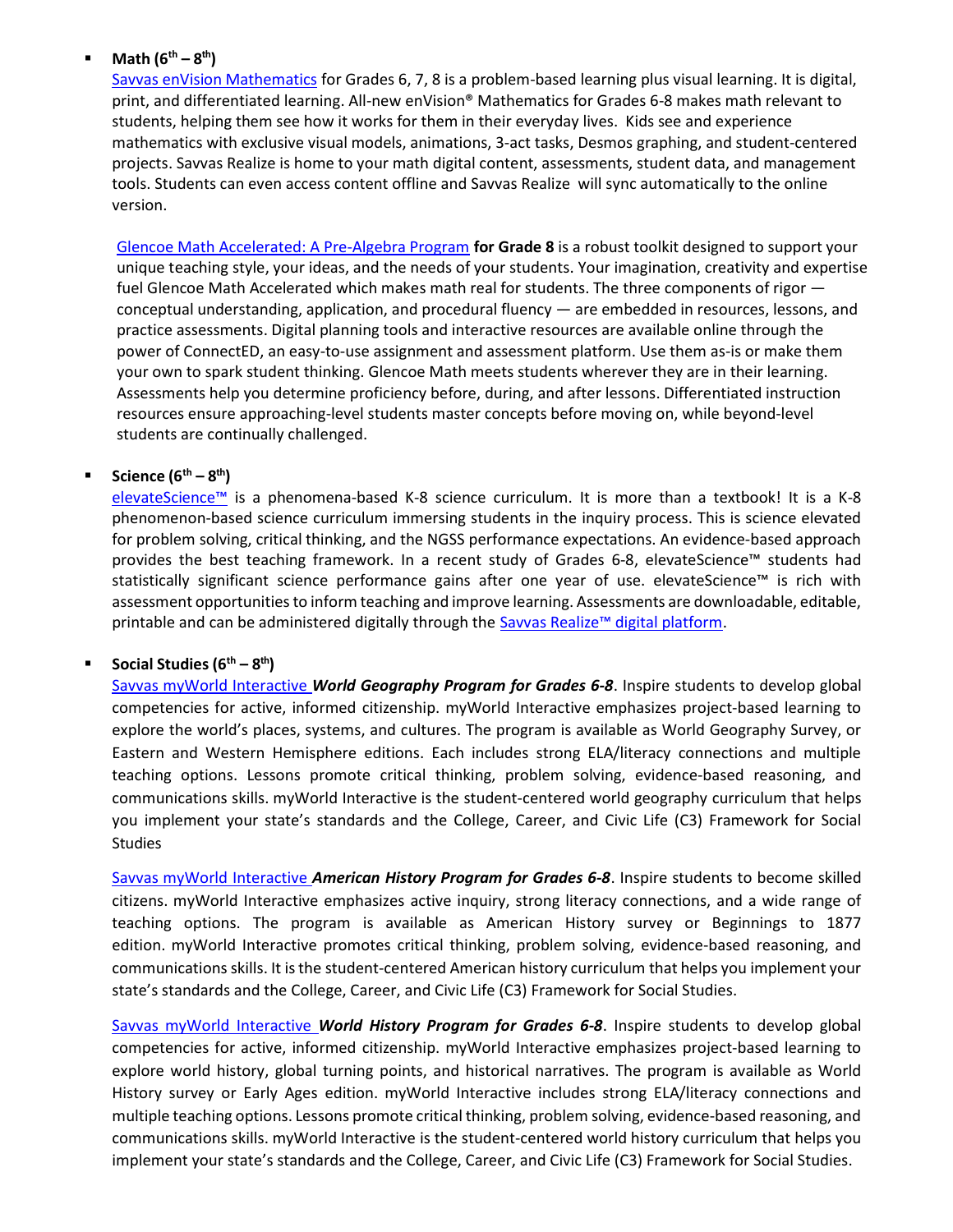- **Math (6th – 8th)**

  Savvas enVision Mathematics for Grades 6, 7, 8 is a problem-based learning plus visual learning. It is digital, print, and differentiated learning. All-new enVision® Mathematics for Grades 6-8 makes math relevant to students, helping them see how it works for them in their everyday lives. Kids see and experience mathematics with exclusive visual models, animations, 3-act tasks, Desmos graphing, and student-centered projects. Savvas Realize is home to your math digital content, assessments, student data, and management tools. Students can even access content offline and Savvas Realize will sync automatically to the online version.

  Glencoe Math Accelerated: A Pre-Algebra Program **for Grade 8** is a robust toolkit designed to support your unique teaching style, your ideas, and the needs of your students. Your imagination, creativity and expertise fuel Glencoe Math Accelerated which makes math real for students. The three components of rigor — conceptual understanding, application, and procedural fluency — are embedded in resources, lessons, and practice assessments. Digital planning tools and interactive resources are available online through the power of ConnectED, an easy-to-use assignment and assessment platform. Use them as-is or make them your own to spark student thinking. Glencoe Math meets students wherever they are in their learning. Assessments help you determine proficiency before, during, and after lessons. Differentiated instruction resources ensure approaching-level students master concepts before moving on, while beyond-level students are continually challenged.

- **Science (6th – 8th)**

  elevateScience™ is a phenomena-based K-8 science curriculum. It is more than a textbook! It is a K-8 phenomenon-based science curriculum immersing students in the inquiry process. This is science elevated for problem solving, critical thinking, and the NGSS performance expectations. An evidence-based approach provides the best teaching framework. In a recent study of Grades 6-8, elevateScience™ students had statistically significant science performance gains after one year of use. elevateScience™ is rich with assessment opportunities to inform teaching and improve learning. Assessments are downloadable, editable, printable and can be administered digitally through the Savvas Realize™ digital platform.

- **Social Studies (6th – 8th)**

  Savvas myWorld Interactive ***World Geography Program for Grades 6-8***. Inspire students to develop global competencies for active, informed citizenship. myWorld Interactive emphasizes project-based learning to explore the world's places, systems, and cultures. The program is available as World Geography Survey, or Eastern and Western Hemisphere editions. Each includes strong ELA/literacy connections and multiple teaching options. Lessons promote critical thinking, problem solving, evidence-based reasoning, and communications skills. myWorld Interactive is the student-centered world geography curriculum that helps you implement your state's standards and the College, Career, and Civic Life (C3) Framework for Social Studies

  Savvas myWorld Interactive ***American History Program for Grades 6-8***. Inspire students to become skilled citizens. myWorld Interactive emphasizes active inquiry, strong literacy connections, and a wide range of teaching options. The program is available as American History survey or Beginnings to 1877 edition. myWorld Interactive promotes critical thinking, problem solving, evidence-based reasoning, and communications skills. It is the student-centered American history curriculum that helps you implement your state's standards and the College, Career, and Civic Life (C3) Framework for Social Studies.

  Savvas myWorld Interactive ***World History Program for Grades 6-8***. Inspire students to develop global competencies for active, informed citizenship. myWorld Interactive emphasizes project-based learning to explore world history, global turning points, and historical narratives. The program is available as World History survey or Early Ages edition. myWorld Interactive includes strong ELA/literacy connections and multiple teaching options. Lessons promote critical thinking, problem solving, evidence-based reasoning, and communications skills. myWorld Interactive is the student-centered world history curriculum that helps you implement your state's standards and the College, Career, and Civic Life (C3) Framework for Social Studies.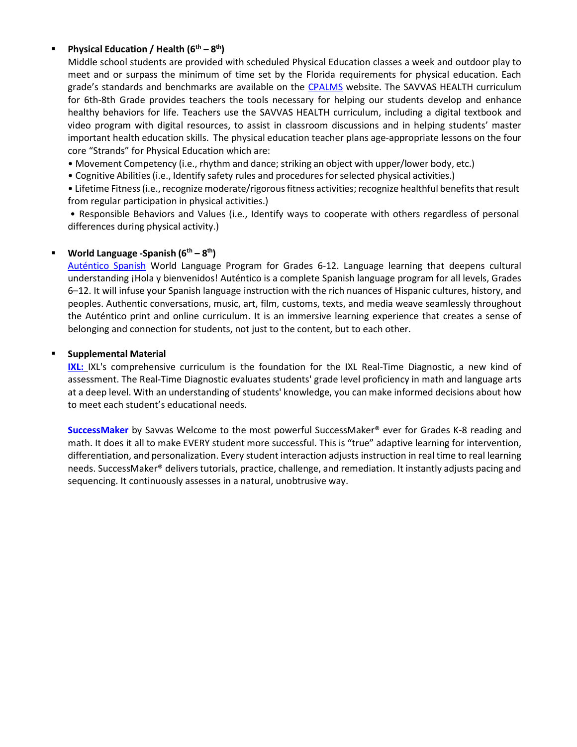- **Physical Education / Health (6th – 8th)**

  Middle school students are provided with scheduled Physical Education classes a week and outdoor play to meet and or surpass the minimum of time set by the Florida requirements for physical education. Each grade's standards and benchmarks are available on the CPALMS website. The SAVVAS HEALTH curriculum for 6th-8th Grade provides teachers the tools necessary for helping our students develop and enhance healthy behaviors for life. Teachers use the SAVVAS HEALTH curriculum, including a digital textbook and video program with digital resources, to assist in classroom discussions and in helping students' master important health education skills. The physical education teacher plans age-appropriate lessons on the four core "Strands" for Physical Education which are:

  • Movement Competency (i.e., rhythm and dance; striking an object with upper/lower body, etc.)

  • Cognitive Abilities (i.e., Identify safety rules and procedures for selected physical activities.)

  • Lifetime Fitness (i.e., recognize moderate/rigorous fitness activities; recognize healthful benefits that result from regular participation in physical activities.)

  • Responsible Behaviors and Values (i.e., Identify ways to cooperate with others regardless of personal differences during physical activity.)

- **World Language -Spanish (6th – 8th)**

  Auténtico Spanish World Language Program for Grades 6-12. Language learning that deepens cultural understanding ¡Hola y bienvenidos! Auténtico is a complete Spanish language program for all levels, Grades 6–12. It will infuse your Spanish language instruction with the rich nuances of Hispanic cultures, history, and peoples. Authentic conversations, music, art, film, customs, texts, and media weave seamlessly throughout the Auténtico print and online curriculum. It is an immersive learning experience that creates a sense of belonging and connection for students, not just to the content, but to each other.

- **Supplemental Material**

  **IXL:** IXL's comprehensive curriculum is the foundation for the IXL Real-Time Diagnostic, a new kind of assessment. The Real-Time Diagnostic evaluates students' grade level proficiency in math and language arts at a deep level. With an understanding of students' knowledge, you can make informed decisions about how to meet each student's educational needs.

  **SuccessMaker** by Savvas Welcome to the most powerful SuccessMaker® ever for Grades K-8 reading and math. It does it all to make EVERY student more successful. This is "true" adaptive learning for intervention, differentiation, and personalization. Every student interaction adjusts instruction in real time to real learning needs. SuccessMaker® delivers tutorials, practice, challenge, and remediation. It instantly adjusts pacing and sequencing. It continuously assesses in a natural, unobtrusive way.